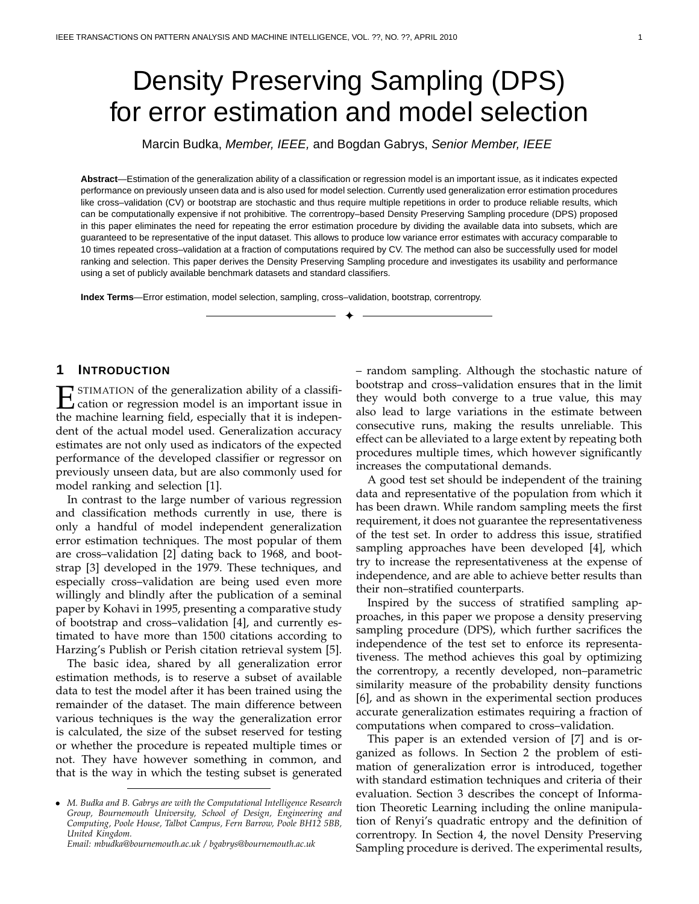# Density Preserving Sampling (DPS) for error estimation and model selection

Marcin Budka, *Member, IEEE,* and Bogdan Gabrys, *Senior Member, IEEE*

**Abstract**—Estimation of the generalization ability of a classification or regression model is an important issue, as it indicates expected performance on previously unseen data and is also used for model selection. Currently used generalization error estimation procedures like cross–validation (CV) or bootstrap are stochastic and thus require multiple repetitions in order to produce reliable results, which can be computationally expensive if not prohibitive. The correntropy–based Density Preserving Sampling procedure (DPS) proposed in this paper eliminates the need for repeating the error estimation procedure by dividing the available data into subsets, which are guaranteed to be representative of the input dataset. This allows to produce low variance error estimates with accuracy comparable to 10 times repeated cross–validation at a fraction of computations required by CV. The method can also be successfully used for model ranking and selection. This paper derives the Density Preserving Sampling procedure and investigates its usability and performance using a set of publicly available benchmark datasets and standard classifiers.

**Index Terms**—Error estimation, model selection, sampling, cross–validation, bootstrap, correntropy.

---

## 1 Introduction

Estimation of the generalization ability of a classification or regression model is an important issue in the machine learning field, especially that it is independent of the actual model used. Generalization accuracy estimates are not only used as indicators of the expected performance of the developed classifier or regressor on previously unseen data, but are also commonly used for model ranking and selection [1].

In contrast to the large number of various regression and classification methods currently in use, there is only a handful of model independent generalization error estimation techniques. The most popular of them are cross–validation [2] dating back to 1968, and bootstrap [3] developed in the 1979. These techniques, and especially cross–validation are being used even more willingly and blindly after the publication of a seminal paper by Kohavi in 1995, presenting a comparative study of bootstrap and cross–validation [4], and currently estimated to have more than 1500 citations according to Harzing's Publish or Perish citation retrieval system [5].

The basic idea, shared by all generalization error estimation methods, is to reserve a subset of available data to test the model after it has been trained using the remainder of the dataset. The main difference between various techniques is the way the generalization error is calculated, the size of the subset reserved for testing or whether the procedure is repeated multiple times or not. They have however something in common, and that is the way in which the testing subset is generated – random sampling. Although the stochastic nature of bootstrap and cross–validation ensures that in the limit they would both converge to a true value, this may also lead to large variations in the estimate between consecutive runs, making the results unreliable. This effect can be alleviated to a large extent by repeating both procedures multiple times, which however significantly increases the computational demands.

A good test set should be independent of the training data and representative of the population from which it has been drawn. While random sampling meets the first requirement, it does not guarantee the representativeness of the test set. In order to address this issue, stratified sampling approaches have been developed [4], which try to increase the representativeness at the expense of independence, and are able to achieve better results than their non–stratified counterparts.

Inspired by the success of stratified sampling approaches, in this paper we propose a density preserving sampling procedure (DPS), which further sacrifices the independence of the test set to enforce its representativeness. The method achieves this goal by optimizing the correntropy, a recently developed, non–parametric similarity measure of the probability density functions [6], and as shown in the experimental section produces accurate generalization estimates requiring a fraction of computations when compared to cross–validation.

This paper is an extended version of [7] and is organized as follows. In Section 2 the problem of estimation of generalization error is introduced, together with standard estimation techniques and criteria of their evaluation. Section 3 describes the concept of Information Theoretic Learning including the online manipulation of Renyi's quadratic entropy and the definition of correntropy. In Section 4, the novel Density Preserving Sampling procedure is derived. The experimental results,

- *M. Budka and B. Gabrys are with the Computational Intelligence Research Group, Bournemouth University, School of Design, Engineering and Computing, Poole House, Talbot Campus, Fern Barrow, Poole BH12 5BB, United Kingdom.*
  *Email: mbudka@bournemouth.ac.uk / bgabrys@bournemouth.ac.uk*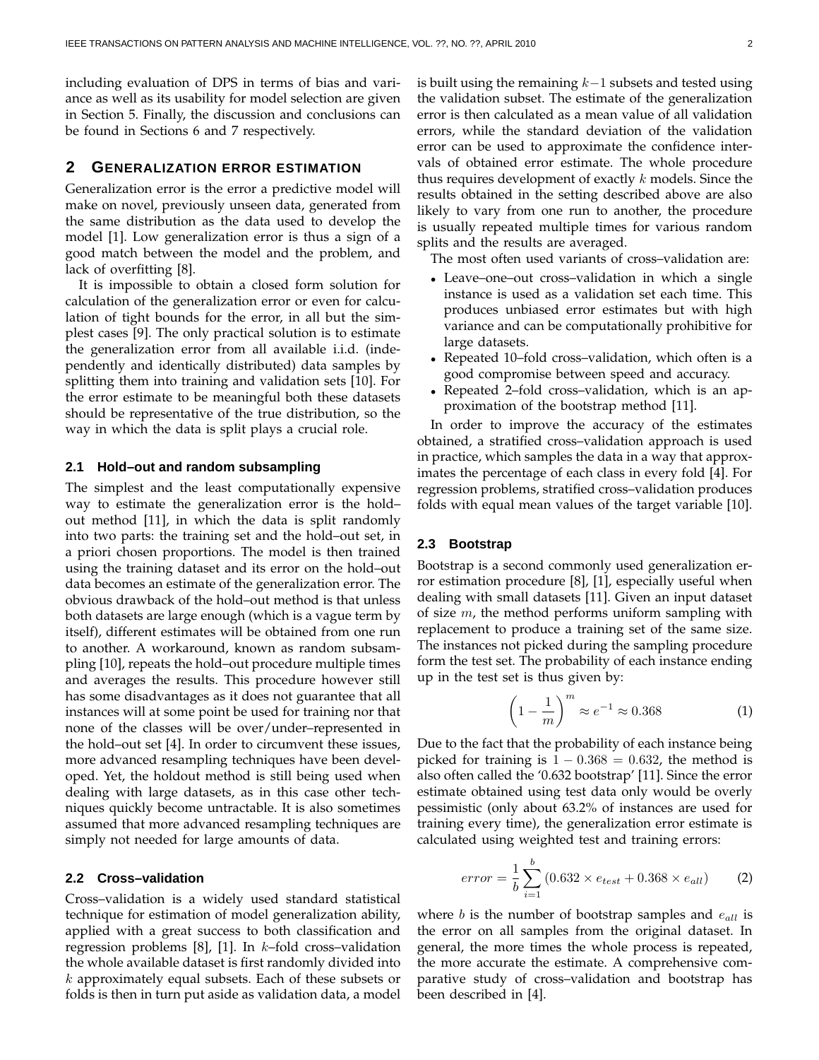including evaluation of DPS in terms of bias and variance as well as its usability for model selection are given in Section 5. Finally, the discussion and conclusions can be found in Sections 6 and 7 respectively.

## 2 Generalization error estimation

Generalization error is the error a predictive model will make on novel, previously unseen data, generated from the same distribution as the data used to develop the model [1]. Low generalization error is thus a sign of a good match between the model and the problem, and lack of overfitting [8].

It is impossible to obtain a closed form solution for calculation of the generalization error or even for calculation of tight bounds for the error, in all but the simplest cases [9]. The only practical solution is to estimate the generalization error from all available i.i.d. (independently and identically distributed) data samples by splitting them into training and validation sets [10]. For the error estimate to be meaningful both these datasets should be representative of the true distribution, so the way in which the data is split plays a crucial role.

### 2.1 Hold–out and random subsampling

The simplest and the least computationally expensive way to estimate the generalization error is the hold–out method [11], in which the data is split randomly into two parts: the training set and the hold–out set, in a priori chosen proportions. The model is then trained using the training dataset and its error on the hold–out data becomes an estimate of the generalization error. The obvious drawback of the hold–out method is that unless both datasets are large enough (which is a vague term by itself), different estimates will be obtained from one run to another. A workaround, known as random subsampling [10], repeats the hold–out procedure multiple times and averages the results. This procedure however still has some disadvantages as it does not guarantee that all instances will at some point be used for training nor that none of the classes will be over/under–represented in the hold–out set [4]. In order to circumvent these issues, more advanced resampling techniques have been developed. Yet, the holdout method is still being used when dealing with large datasets, as in this case other techniques quickly become untractable. It is also sometimes assumed that more advanced resampling techniques are simply not needed for large amounts of data.

### 2.2 Cross–validation

Cross–validation is a widely used standard statistical technique for estimation of model generalization ability, applied with a great success to both classification and regression problems [8], [1]. In $k$–fold cross–validation the whole available dataset is first randomly divided into $k$ approximately equal subsets. Each of these subsets or folds is then in turn put aside as validation data, a model is built using the remaining $k-1$ subsets and tested using the validation subset. The estimate of the generalization error is then calculated as a mean value of all validation errors, while the standard deviation of the validation error can be used to approximate the confidence intervals of obtained error estimate. The whole procedure thus requires development of exactly $k$ models. Since the results obtained in the setting described above are also likely to vary from one run to another, the procedure is usually repeated multiple times for various random splits and the results are averaged.

The most often used variants of cross–validation are:

- Leave–one–out cross–validation in which a single instance is used as a validation set each time. This produces unbiased error estimates but with high variance and can be computationally prohibitive for large datasets.
- Repeated 10–fold cross–validation, which often is a good compromise between speed and accuracy.
- Repeated 2–fold cross–validation, which is an approximation of the bootstrap method [11].

In order to improve the accuracy of the estimates obtained, a stratified cross–validation approach is used in practice, which samples the data in a way that approximates the percentage of each class in every fold [4]. For regression problems, stratified cross–validation produces folds with equal mean values of the target variable [10].

### 2.3 Bootstrap

Bootstrap is a second commonly used generalization error estimation procedure [8], [1], especially useful when dealing with small datasets [11]. Given an input dataset of size $m$, the method performs uniform sampling with replacement to produce a training set of the same size. The instances not picked during the sampling procedure form the test set. The probability of each instance ending up in the test set is thus given by:

$$\left(1 - \frac{1}{m}\right)^m \approx e^{-1} \approx 0.368 \tag{1}$$

Due to the fact that the probability of each instance being picked for training is $1 - 0.368 = 0.632$, the method is also often called the '0.632 bootstrap' [11]. Since the error estimate obtained using test data only would be overly pessimistic (only about 63.2% of instances are used for training every time), the generalization error estimate is calculated using weighted test and training errors:

$$error = \frac{1}{b} \sum_{i=1}^{b} \left(0.632 \times e_{test} + 0.368 \times e_{all}\right) \tag{2}$$

where $b$ is the number of bootstrap samples and $e_{all}$ is the error on all samples from the original dataset. In general, the more times the whole process is repeated, the more accurate the estimate. A comprehensive comparative study of cross–validation and bootstrap has been described in [4].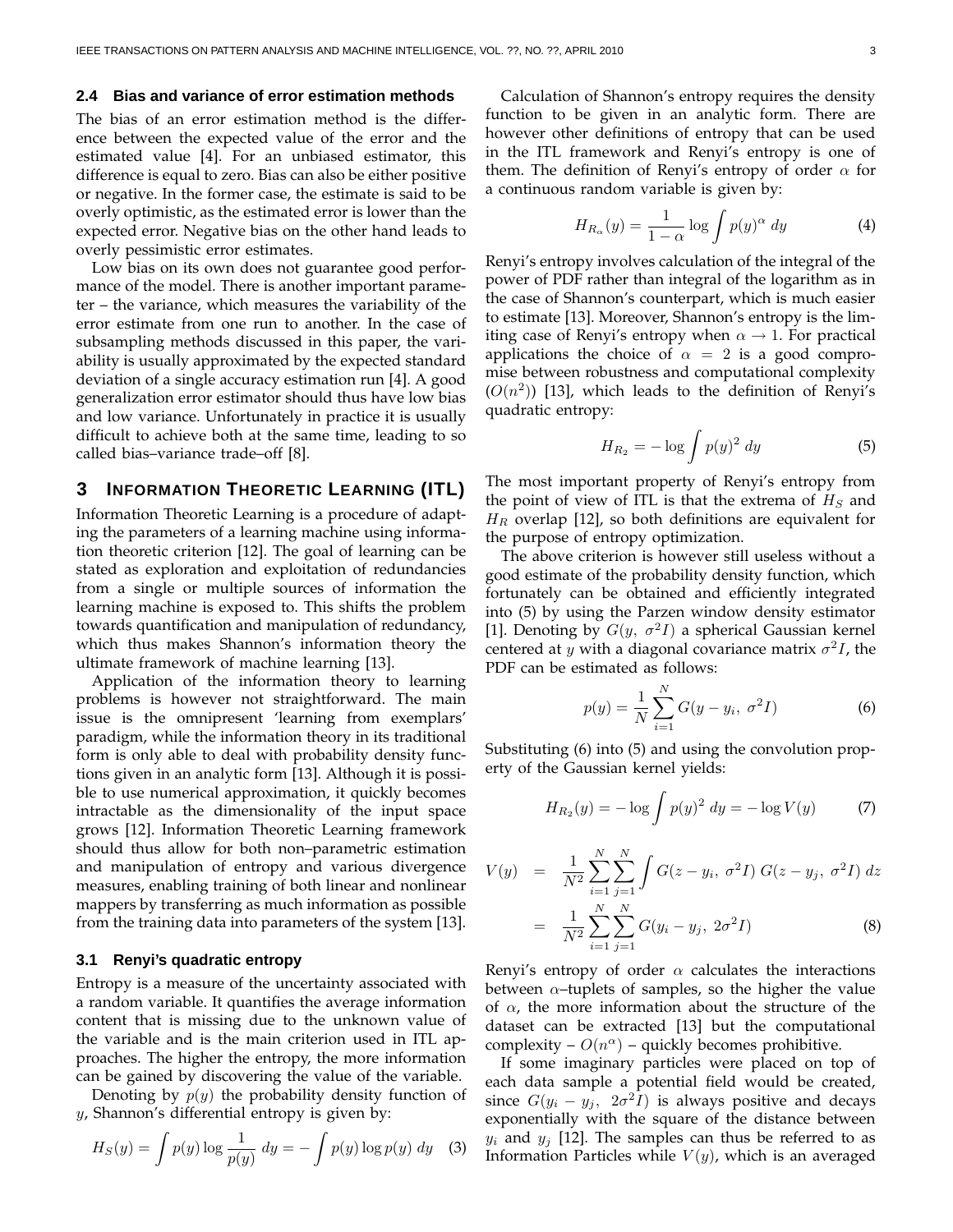### 2.4 Bias and variance of error estimation methods

The bias of an error estimation method is the difference between the expected value of the error and the estimated value [4]. For an unbiased estimator, this difference is equal to zero. Bias can also be either positive or negative. In the former case, the estimate is said to be overly optimistic, as the estimated error is lower than the expected error. Negative bias on the other hand leads to overly pessimistic error estimates.

Low bias on its own does not guarantee good performance of the model. There is another important parameter – the variance, which measures the variability of the error estimate from one run to another. In the case of subsampling methods discussed in this paper, the variability is usually approximated by the expected standard deviation of a single accuracy estimation run [4]. A good generalization error estimator should thus have low bias and low variance. Unfortunately in practice it is usually difficult to achieve both at the same time, leading to so called bias–variance trade–off [8].

## 3 Information Theoretic Learning (ITL)

Information Theoretic Learning is a procedure of adapting the parameters of a learning machine using information theoretic criterion [12]. The goal of learning can be stated as exploration and exploitation of redundancies from a single or multiple sources of information the learning machine is exposed to. This shifts the problem towards quantification and manipulation of redundancy, which thus makes Shannon's information theory the ultimate framework of machine learning [13].

Application of the information theory to learning problems is however not straightforward. The main issue is the omnipresent 'learning from exemplars' paradigm, while the information theory in its traditional form is only able to deal with probability density functions given in an analytic form [13]. Although it is possible to use numerical approximation, it quickly becomes intractable as the dimensionality of the input space grows [12]. Information Theoretic Learning framework should thus allow for both non–parametric estimation and manipulation of entropy and various divergence measures, enabling training of both linear and nonlinear mappers by transferring as much information as possible from the training data into parameters of the system [13].

### 3.1 Renyi's quadratic entropy

Entropy is a measure of the uncertainty associated with a random variable. It quantifies the average information content that is missing due to the unknown value of the variable and is the main criterion used in ITL approaches. The higher the entropy, the more information can be gained by discovering the value of the variable.

Denoting by $p(y)$ the probability density function of $y$, Shannon's differential entropy is given by:

$$H_S(y) = \int p(y) \log \frac{1}{p(y)} \, dy = -\int p(y) \log p(y) \, dy \quad (3)$$

Calculation of Shannon's entropy requires the density function to be given in an analytic form. There are however other definitions of entropy that can be used in the ITL framework and Renyi's entropy is one of them. The definition of Renyi's entropy of order $\alpha$ for a continuous random variable is given by:

$$H_{R_\alpha}(y) = \frac{1}{1-\alpha} \log \int p(y)^\alpha \, dy \quad (4)$$

Renyi's entropy involves calculation of the integral of the power of PDF rather than integral of the logarithm as in the case of Shannon's counterpart, which is much easier to estimate [13]. Moreover, Shannon's entropy is the limiting case of Renyi's entropy when $\alpha \to 1$. For practical applications the choice of $\alpha = 2$ is a good compromise between robustness and computational complexity ($O(n^2)$) [13], which leads to the definition of Renyi's quadratic entropy:

$$H_{R_2} = -\log \int p(y)^2 \, dy \quad (5)$$

The most important property of Renyi's entropy from the point of view of ITL is that the extrema of $H_S$ and $H_R$ overlap [12], so both definitions are equivalent for the purpose of entropy optimization.

The above criterion is however still useless without a good estimate of the probability density function, which fortunately can be obtained and efficiently integrated into (5) by using the Parzen window density estimator [1]. Denoting by $G(y, \sigma^2 I)$ a spherical Gaussian kernel centered at $y$ with a diagonal covariance matrix $\sigma^2 I$, the PDF can be estimated as follows:

$$p(y) = \frac{1}{N} \sum_{i=1}^{N} G(y - y_i, \sigma^2 I) \quad (6)$$

Substituting (6) into (5) and using the convolution property of the Gaussian kernel yields:

$$H_{R_2}(y) = -\log \int p(y)^2 \, dy = -\log V(y) \quad (7)$$

$$\begin{aligned} V(y) &= \frac{1}{N^2} \sum_{i=1}^{N} \sum_{j=1}^{N} \int G(z - y_i, \sigma^2 I) \, G(z - y_j, \sigma^2 I) \, dz \\ &= \frac{1}{N^2} \sum_{i=1}^{N} \sum_{j=1}^{N} G(y_i - y_j, 2\sigma^2 I) \end{aligned} \quad (8)$$

Renyi's entropy of order $\alpha$ calculates the interactions between $\alpha$–tuplets of samples, so the higher the value of $\alpha$, the more information about the structure of the dataset can be extracted [13] but the computational complexity – $O(n^\alpha)$ – quickly becomes prohibitive.

If some imaginary particles were placed on top of each data sample a potential field would be created, since $G(y_i - y_j, 2\sigma^2 I)$ is always positive and decays exponentially with the square of the distance between $y_i$ and $y_j$ [12]. The samples can thus be referred to as Information Particles while $V(y)$, which is an averaged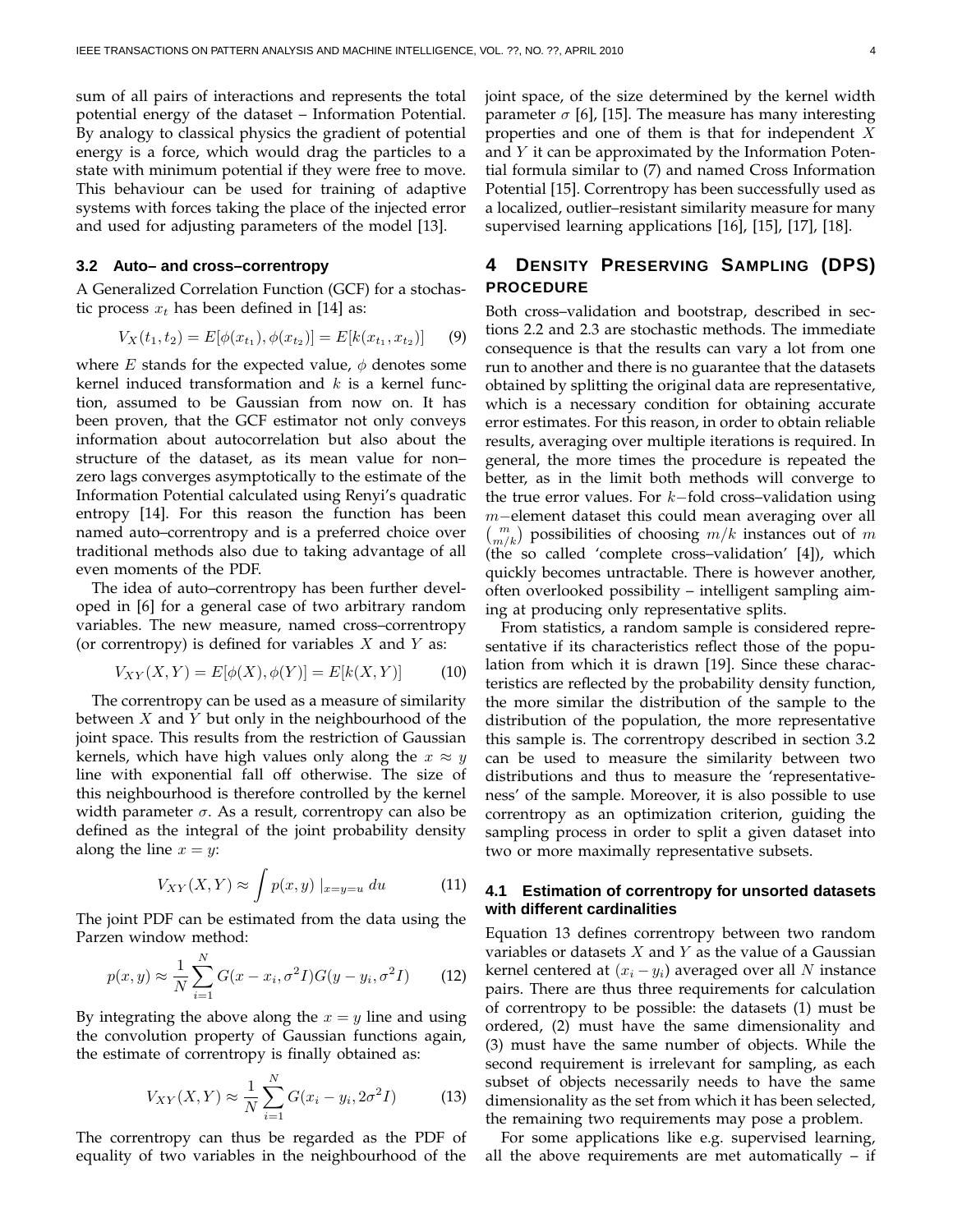sum of all pairs of interactions and represents the total potential energy of the dataset – Information Potential. By analogy to classical physics the gradient of potential energy is a force, which would drag the particles to a state with minimum potential if they were free to move. This behaviour can be used for training of adaptive systems with forces taking the place of the injected error and used for adjusting parameters of the model [13].

### 3.2 Auto– and cross–correntropy

A Generalized Correlation Function (GCF) for a stochastic process $x_t$ has been defined in [14] as:

$$V_X(t_1, t_2) = E[\phi(x_{t_1}), \phi(x_{t_2})] = E[k(x_{t_1}, x_{t_2})] \quad (9)$$

where $E$ stands for the expected value, $\phi$ denotes some kernel induced transformation and $k$ is a kernel function, assumed to be Gaussian from now on. It has been proven, that the GCF estimator not only conveys information about autocorrelation but also about the structure of the dataset, as its mean value for non–zero lags converges asymptotically to the estimate of the Information Potential calculated using Renyi's quadratic entropy [14]. For this reason the function has been named auto–correntropy and is a preferred choice over traditional methods also due to taking advantage of all even moments of the PDF.

The idea of auto–correntropy has been further developed in [6] for a general case of two arbitrary random variables. The new measure, named cross–correntropy (or correntropy) is defined for variables $X$ and $Y$ as:

$$V_{XY}(X, Y) = E[\phi(X), \phi(Y)] = E[k(X, Y)] \quad (10)$$

The correntropy can be used as a measure of similarity between $X$ and $Y$ but only in the neighbourhood of the joint space. This results from the restriction of Gaussian kernels, which have high values only along the $x \approx y$ line with exponential fall off otherwise. The size of this neighbourhood is therefore controlled by the kernel width parameter $\sigma$. As a result, correntropy can also be defined as the integral of the joint probability density along the line $x = y$:

$$V_{XY}(X, Y) \approx \int p(x, y) \mid_{x=y=u} du \quad (11)$$

The joint PDF can be estimated from the data using the Parzen window method:

$$p(x, y) \approx \frac{1}{N} \sum_{i=1}^{N} G(x - x_i, \sigma^2 I) G(y - y_i, \sigma^2 I) \quad (12)$$

By integrating the above along the $x = y$ line and using the convolution property of Gaussian functions again, the estimate of correntropy is finally obtained as:

$$V_{XY}(X, Y) \approx \frac{1}{N} \sum_{i=1}^{N} G(x_i - y_i, 2\sigma^2 I) \quad (13)$$

The correntropy can thus be regarded as the PDF of equality of two variables in the neighbourhood of the joint space, of the size determined by the kernel width parameter $\sigma$ [6], [15]. The measure has many interesting properties and one of them is that for independent $X$ and $Y$ it can be approximated by the Information Potential formula similar to (7) and named Cross Information Potential [15]. Correntropy has been successfully used as a localized, outlier–resistant similarity measure for many supervised learning applications [16], [15], [17], [18].

## 4 Density Preserving Sampling (DPS) Procedure

Both cross–validation and bootstrap, described in sections 2.2 and 2.3 are stochastic methods. The immediate consequence is that the results can vary a lot from one run to another and there is no guarantee that the datasets obtained by splitting the original data are representative, which is a necessary condition for obtaining accurate error estimates. For this reason, in order to obtain reliable results, averaging over multiple iterations is required. In general, the more times the procedure is repeated the better, as in the limit both methods will converge to the true error values. For $k-$fold cross–validation using $m-$element dataset this could mean averaging over all $\binom{m}{m/k}$ possibilities of choosing $m/k$ instances out of $m$ (the so called 'complete cross–validation' [4]), which quickly becomes untractable. There is however another, often overlooked possibility – intelligent sampling aiming at producing only representative splits.

From statistics, a random sample is considered representative if its characteristics reflect those of the population from which it is drawn [19]. Since these characteristics are reflected by the probability density function, the more similar the distribution of the sample to the distribution of the population, the more representative this sample is. The correntropy described in section 3.2 can be used to measure the similarity between two distributions and thus to measure the 'representativeness' of the sample. Moreover, it is also possible to use correntropy as an optimization criterion, guiding the sampling process in order to split a given dataset into two or more maximally representative subsets.

### 4.1 Estimation of correntropy for unsorted datasets with different cardinalities

Equation 13 defines correntropy between two random variables or datasets $X$ and $Y$ as the value of a Gaussian kernel centered at $(x_i - y_i)$ averaged over all $N$ instance pairs. There are thus three requirements for calculation of correntropy to be possible: the datasets (1) must be ordered, (2) must have the same dimensionality and (3) must have the same number of objects. While the second requirement is irrelevant for sampling, as each subset of objects necessarily needs to have the same dimensionality as the set from which it has been selected, the remaining two requirements may pose a problem.

For some applications like e.g. supervised learning, all the above requirements are met automatically – if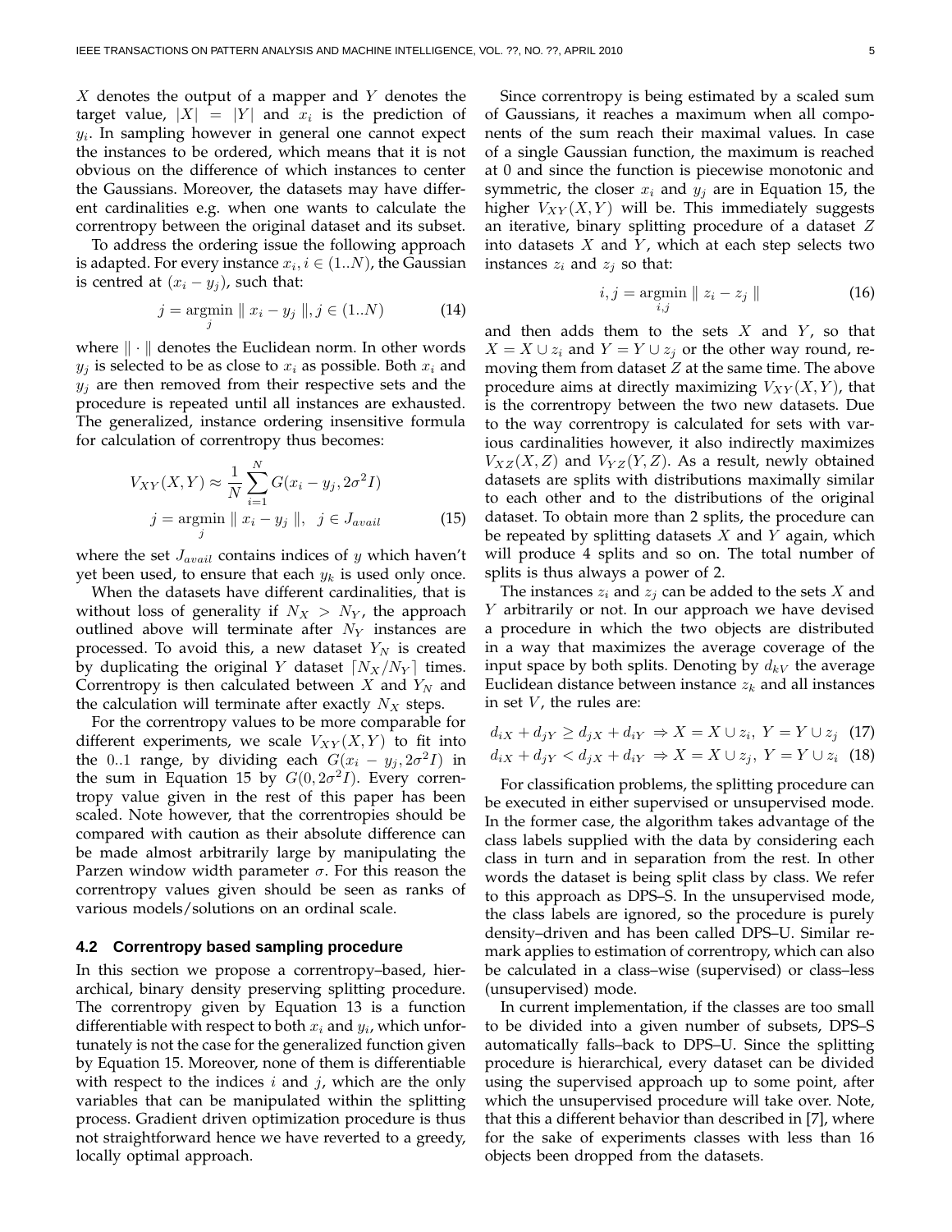$X$ denotes the output of a mapper and $Y$ denotes the target value, $|X| = |Y|$ and $x_i$ is the prediction of $y_i$. In sampling however in general one cannot expect the instances to be ordered, which means that it is not obvious on the difference of which instances to center the Gaussians. Moreover, the datasets may have different cardinalities e.g. when one wants to calculate the correntropy between the original dataset and its subset.

To address the ordering issue the following approach is adapted. For every instance $x_i, i \in (1..N)$, the Gaussian is centred at $(x_i - y_j)$, such that:

$$j = \operatorname*{argmin}_{j} \parallel x_i - y_j \parallel, j \in (1..N) \tag{14}$$

where $\parallel \cdot \parallel$ denotes the Euclidean norm. In other words $y_j$ is selected to be as close to $x_i$ as possible. Both $x_i$ and $y_j$ are then removed from their respective sets and the procedure is repeated until all instances are exhausted. The generalized, instance ordering insensitive formula for calculation of correntropy thus becomes:

$$\begin{aligned} V_{XY}(X,Y) &\approx \frac{1}{N}\sum_{i=1}^{N} G(x_i - y_j, 2\sigma^2 I) \\ j &= \operatorname*{argmin}_{j} \parallel x_i - y_j \parallel, \;\; j \in J_{avail} \end{aligned} \tag{15}$$

where the set $J_{avail}$ contains indices of $y$ which haven't yet been used, to ensure that each $y_k$ is used only once.

When the datasets have different cardinalities, that is without loss of generality if $N_X > N_Y$, the approach outlined above will terminate after $N_Y$ instances are processed. To avoid this, a new dataset $Y_N$ is created by duplicating the original $Y$ dataset $\lceil N_X/N_Y \rceil$ times. Correntropy is then calculated between $X$ and $Y_N$ and the calculation will terminate after exactly $N_X$ steps.

For the correntropy values to be more comparable for different experiments, we scale $V_{XY}(X,Y)$ to fit into the $0..1$ range, by dividing each $G(x_i - y_j, 2\sigma^2 I)$ in the sum in Equation 15 by $G(0, 2\sigma^2 I)$. Every correntropy value given in the rest of this paper has been scaled. Note however, that the correntropies should be compared with caution as their absolute difference can be made almost arbitrarily large by manipulating the Parzen window width parameter $\sigma$. For this reason the correntropy values given should be seen as ranks of various models/solutions on an ordinal scale.

### 4.2 Correntropy based sampling procedure

In this section we propose a correntropy–based, hierarchical, binary density preserving splitting procedure. The correntropy given by Equation 13 is a function differentiable with respect to both $x_i$ and $y_i$, which unfortunately is not the case for the generalized function given by Equation 15. Moreover, none of them is differentiable with respect to the indices $i$ and $j$, which are the only variables that can be manipulated within the splitting process. Gradient driven optimization procedure is thus not straightforward hence we have reverted to a greedy, locally optimal approach.

Since correntropy is being estimated by a scaled sum of Gaussians, it reaches a maximum when all components of the sum reach their maximal values. In case of a single Gaussian function, the maximum is reached at 0 and since the function is piecewise monotonic and symmetric, the closer $x_i$ and $y_j$ are in Equation 15, the higher $V_{XY}(X,Y)$ will be. This immediately suggests an iterative, binary splitting procedure of a dataset $Z$ into datasets $X$ and $Y$, which at each step selects two instances $z_i$ and $z_j$ so that:

$$i, j = \operatorname*{argmin}_{i,j} \parallel z_i - z_j \parallel \tag{16}$$

and then adds them to the sets $X$ and $Y$, so that $X = X \cup z_i$ and $Y = Y \cup z_j$ or the other way round, removing them from dataset $Z$ at the same time. The above procedure aims at directly maximizing $V_{XY}(X,Y)$, that is the correntropy between the two new datasets. Due to the way correntropy is calculated for sets with various cardinalities however, it also indirectly maximizes $V_{XZ}(X,Z)$ and $V_{YZ}(Y,Z)$. As a result, newly obtained datasets are splits with distributions maximally similar to each other and to the distributions of the original dataset. To obtain more than 2 splits, the procedure can be repeated by splitting datasets $X$ and $Y$ again, which will produce 4 splits and so on. The total number of splits is thus always a power of 2.

The instances $z_i$ and $z_j$ can be added to the sets $X$ and $Y$ arbitrarily or not. In our approach we have devised a procedure in which the two objects are distributed in a way that maximizes the average coverage of the input space by both splits. Denoting by $d_{kV}$ the average Euclidean distance between instance $z_k$ and all instances in set $V$, the rules are:

$$d_{iX} + d_{jY} \geq d_{jX} + d_{iY} \;\Rightarrow X = X \cup z_i, \; Y = Y \cup z_j \tag{17}$$

$$d_{iX} + d_{jY} < d_{jX} + d_{iY} \;\Rightarrow X = X \cup z_j, \; Y = Y \cup z_i \tag{18}$$

For classification problems, the splitting procedure can be executed in either supervised or unsupervised mode. In the former case, the algorithm takes advantage of the class labels supplied with the data by considering each class in turn and in separation from the rest. In other words the dataset is being split class by class. We refer to this approach as DPS–S. In the unsupervised mode, the class labels are ignored, so the procedure is purely density–driven and has been called DPS–U. Similar remark applies to estimation of correntropy, which can also be calculated in a class–wise (supervised) or class–less (unsupervised) mode.

In current implementation, if the classes are too small to be divided into a given number of subsets, DPS–S automatically falls–back to DPS–U. Since the splitting procedure is hierarchical, every dataset can be divided using the supervised approach up to some point, after which the unsupervised procedure will take over. Note, that this a different behavior than described in [7], where for the sake of experiments classes with less than 16 objects been dropped from the datasets.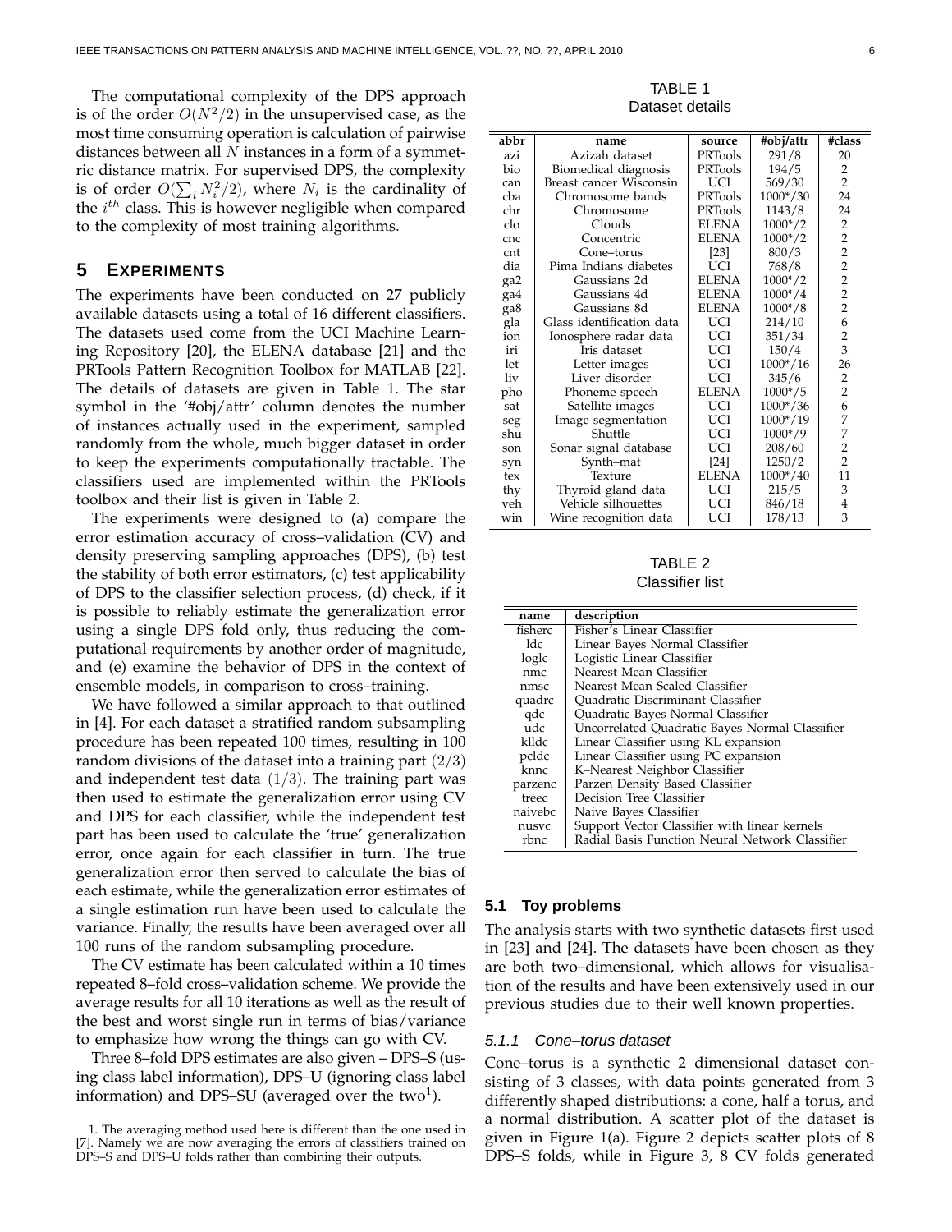The computational complexity of the DPS approach is of the order $O(N^2/2)$ in the unsupervised case, as the most time consuming operation is calculation of pairwise distances between all $N$ instances in a form of a symmetric distance matrix. For supervised DPS, the complexity is of order $O(\sum_i N_i^2/2)$, where $N_i$ is the cardinality of the $i^{th}$ class. This is however negligible when compared to the complexity of most training algorithms.

## 5 Experiments

The experiments have been conducted on 27 publicly available datasets using a total of 16 different classifiers. The datasets used come from the UCI Machine Learning Repository [20], the ELENA database [21] and the PRTools Pattern Recognition Toolbox for MATLAB [22]. The details of datasets are given in Table 1. The star symbol in the '#obj/attr' column denotes the number of instances actually used in the experiment, sampled randomly from the whole, much bigger dataset in order to keep the experiments computationally tractable. The classifiers used are implemented within the PRTools toolbox and their list is given in Table 2.

The experiments were designed to (a) compare the error estimation accuracy of cross–validation (CV) and density preserving sampling approaches (DPS), (b) test the stability of both error estimators, (c) test applicability of DPS to the classifier selection process, (d) check, if it is possible to reliably estimate the generalization error using a single DPS fold only, thus reducing the computational requirements by another order of magnitude, and (e) examine the behavior of DPS in the context of ensemble models, in comparison to cross–training.

We have followed a similar approach to that outlined in [4]. For each dataset a stratified random subsampling procedure has been repeated 100 times, resulting in 100 random divisions of the dataset into a training part $(2/3)$ and independent test data $(1/3)$. The training part was then used to estimate the generalization error using CV and DPS for each classifier, while the independent test part has been used to calculate the 'true' generalization error, once again for each classifier in turn. The true generalization error then served to calculate the bias of each estimate, while the generalization error estimates of a single estimation run have been used to calculate the variance. Finally, the results have been averaged over all 100 runs of the random subsampling procedure.

The CV estimate has been calculated within a 10 times repeated 8–fold cross–validation scheme. We provide the average results for all 10 iterations as well as the result of the best and worst single run in terms of bias/variance to emphasize how wrong the things can go with CV.

Three 8–fold DPS estimates are also given – DPS–S (using class label information), DPS–U (ignoring class label information) and DPS–SU (averaged over the two[1]).

[1] The averaging method used here is different than the one used in [7]. Namely we are now averaging the errors of classifiers trained on DPS–S and DPS–U folds rather than combining their outputs.

TABLE 1
Dataset details

| abbr | name | source | #obj/attr | #class |
|---|---|---|---|---|
| azi | Azizah dataset | PRTools | 291/8 | 20 |
| bio | Biomedical diagnosis | PRTools | 194/5 | 2 |
| can | Breast cancer Wisconsin | UCI | 569/30 | 2 |
| cba | Chromosome bands | PRTools | 1000*/30 | 24 |
| chr | Chromosome | PRTools | 1143/8 | 24 |
| clo | Clouds | ELENA | 1000*/2 | 2 |
| cnc | Concentric | ELENA | 1000*/2 | 2 |
| cnt | Cone–torus | [23] | 800/3 | 2 |
| dia | Pima Indians diabetes | UCI | 768/8 | 2 |
| ga2 | Gaussians 2d | ELENA | 1000*/2 | 2 |
| ga4 | Gaussians 4d | ELENA | 1000*/4 | 2 |
| ga8 | Gaussians 8d | ELENA | 1000*/8 | 2 |
| gla | Glass identification data | UCI | 214/10 | 6 |
| ion | Ionosphere radar data | UCI | 351/34 | 2 |
| iri | Iris dataset | UCI | 150/4 | 3 |
| let | Letter images | UCI | 1000*/16 | 26 |
| liv | Liver disorder | UCI | 345/6 | 2 |
| pho | Phoneme speech | ELENA | 1000*/5 | 2 |
| sat | Satellite images | UCI | 1000*/36 | 6 |
| seg | Image segmentation | UCI | 1000*/19 | 7 |
| shu | Shuttle | UCI | 1000*/9 | 7 |
| son | Sonar signal database | UCI | 208/60 | 2 |
| syn | Synth–mat | [24] | 1250/2 | 2 |
| tex | Texture | ELENA | 1000*/40 | 11 |
| thy | Thyroid gland data | UCI | 215/5 | 3 |
| veh | Vehicle silhouettes | UCI | 846/18 | 4 |
| win | Wine recognition data | UCI | 178/13 | 3 |

TABLE 2
Classifier list

| name | description |
|---|---|
| fisherc | Fisher's Linear Classifier |
| ldc | Linear Bayes Normal Classifier |
| loglc | Logistic Linear Classifier |
| nmc | Nearest Mean Classifier |
| nmsc | Nearest Mean Scaled Classifier |
| quadrc | Quadratic Discriminant Classifier |
| qdc | Quadratic Bayes Normal Classifier |
| udc | Uncorrelated Quadratic Bayes Normal Classifier |
| klldc | Linear Classifier using KL expansion |
| pcldc | Linear Classifier using PC expansion |
| knnc | K–Nearest Neighbor Classifier |
| parzenc | Parzen Density Based Classifier |
| treec | Decision Tree Classifier |
| naivebc | Naive Bayes Classifier |
| nusvc | Support Vector Classifier with linear kernels |
| rbnc | Radial Basis Function Neural Network Classifier |

### 5.1 Toy problems

The analysis starts with two synthetic datasets first used in [23] and [24]. The datasets have been chosen as they are both two–dimensional, which allows for visualisation of the results and have been extensively used in our previous studies due to their well known properties.

#### 5.1.1 Cone–torus dataset

Cone–torus is a synthetic 2 dimensional dataset consisting of 3 classes, with data points generated from 3 differently shaped distributions: a cone, half a torus, and a normal distribution. A scatter plot of the dataset is given in Figure 1(a). Figure 2 depicts scatter plots of 8 DPS–S folds, while in Figure 3, 8 CV folds generated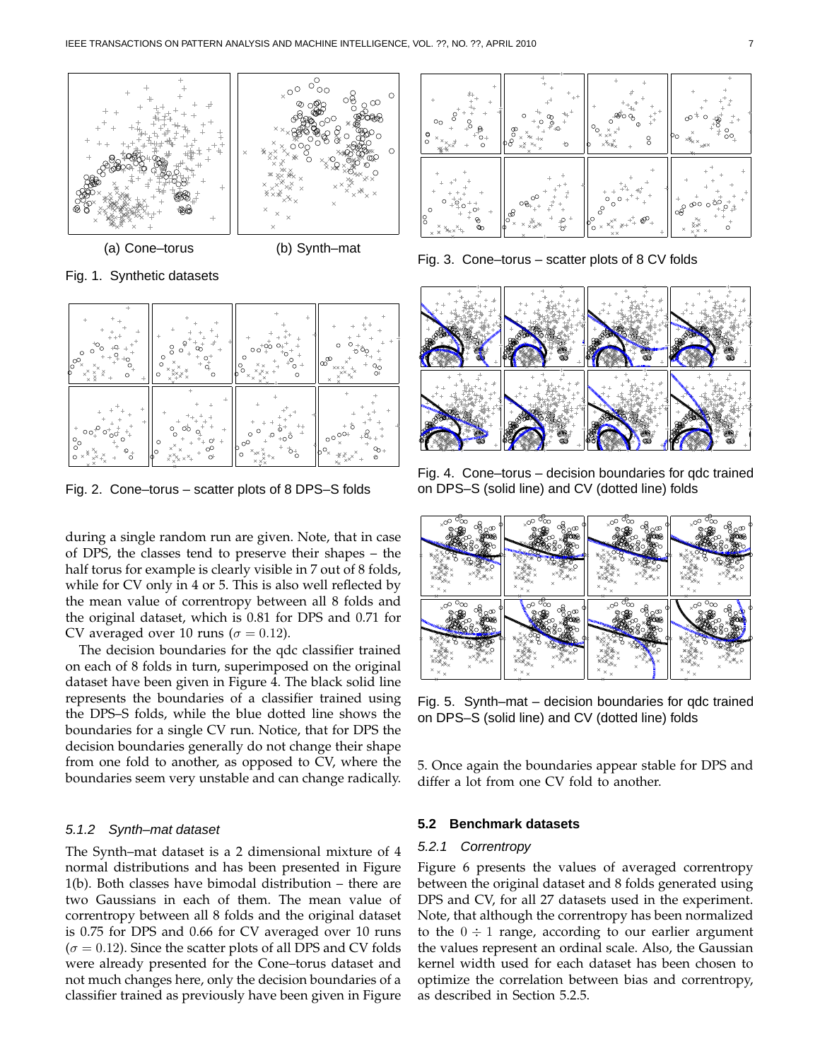(a) Cone–torus

(b) Synth–mat

Fig. 1. Synthetic datasets

Fig. 2. Cone–torus – scatter plots of 8 DPS–S folds

during a single random run are given. Note, that in case of DPS, the classes tend to preserve their shapes – the half torus for example is clearly visible in 7 out of 8 folds, while for CV only in 4 or 5. This is also well reflected by the mean value of correntropy between all 8 folds and the original dataset, which is 0.81 for DPS and 0.71 for CV averaged over 10 runs ($\sigma = 0.12$).

The decision boundaries for the qdc classifier trained on each of 8 folds in turn, superimposed on the original dataset have been given in Figure 4. The black solid line represents the boundaries of a classifier trained using the DPS–S folds, while the blue dotted line shows the boundaries for a single CV run. Notice, that for DPS the decision boundaries generally do not change their shape from one fold to another, as opposed to CV, where the boundaries seem very unstable and can change radically.

#### *5.1.2 Synth–mat dataset*

The Synth–mat dataset is a 2 dimensional mixture of 4 normal distributions and has been presented in Figure 1(b). Both classes have bimodal distribution – there are two Gaussians in each of them. The mean value of correntropy between all 8 folds and the original dataset is 0.75 for DPS and 0.66 for CV averaged over 10 runs ($\sigma = 0.12$). Since the scatter plots of all DPS and CV folds were already presented for the Cone–torus dataset and not much changes here, only the decision boundaries of a classifier trained as previously have been given in Figure 5. Once again the boundaries appear stable for DPS and differ a lot from one CV fold to another.

Fig. 3. Cone–torus – scatter plots of 8 CV folds

Fig. 4. Cone–torus – decision boundaries for qdc trained on DPS–S (solid line) and CV (dotted line) folds

Fig. 5. Synth–mat – decision boundaries for qdc trained on DPS–S (solid line) and CV (dotted line) folds

### **5.2 Benchmark datasets**

#### *5.2.1 Correntropy*

Figure 6 presents the values of averaged correntropy between the original dataset and 8 folds generated using DPS and CV, for all 27 datasets used in the experiment. Note, that although the correntropy has been normalized to the $0 \div 1$ range, according to our earlier argument the values represent an ordinal scale. Also, the Gaussian kernel width used for each dataset has been chosen to optimize the correlation between bias and correntropy, as described in Section 5.2.5.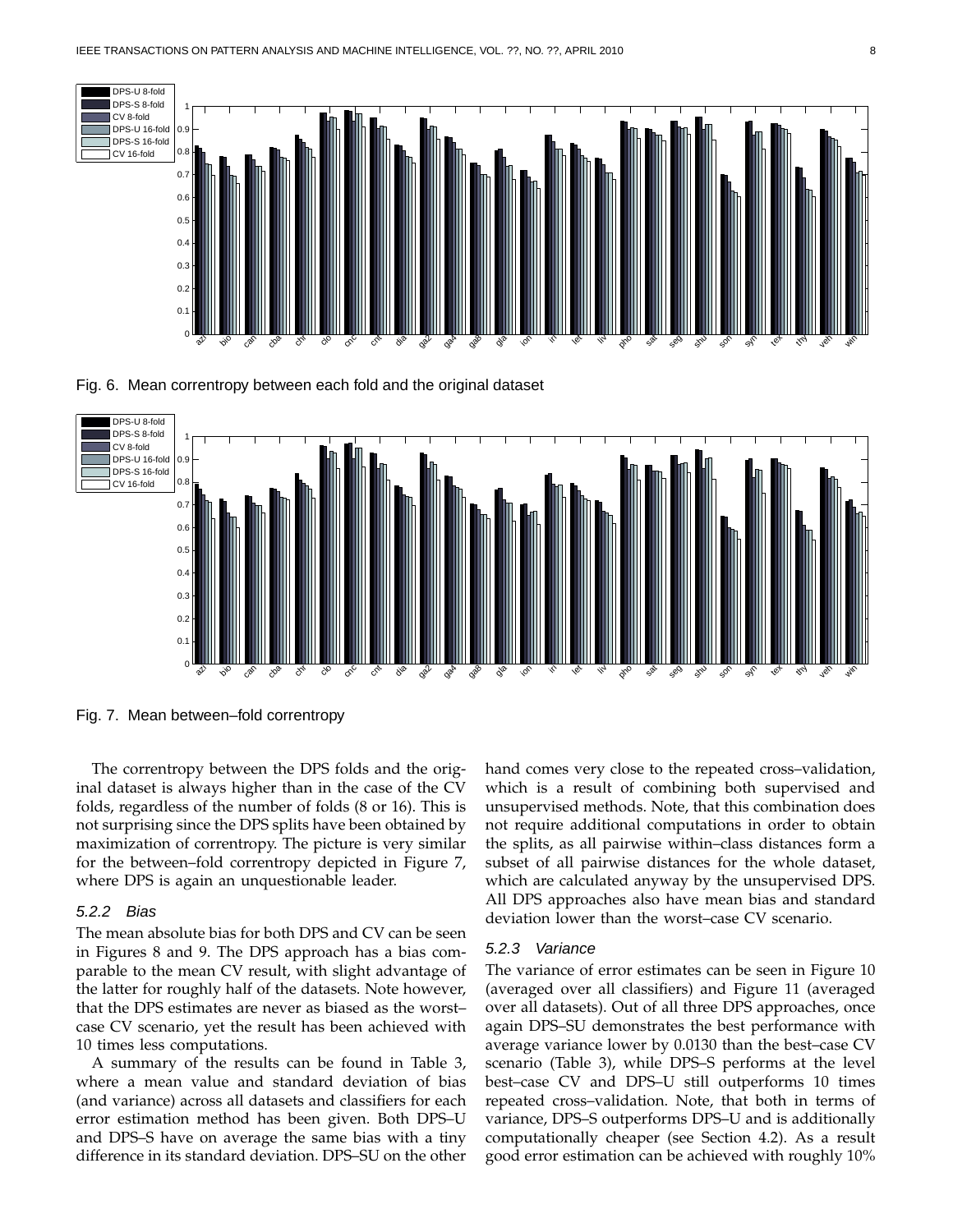Fig. 6. Mean correntropy between each fold and the original dataset

Fig. 7. Mean between–fold correntropy

The correntropy between the DPS folds and the original dataset is always higher than in the case of the CV folds, regardless of the number of folds (8 or 16). This is not surprising since the DPS splits have been obtained by maximization of correntropy. The picture is very similar for the between–fold correntropy depicted in Figure 7, where DPS is again an unquestionable leader.

### 5.2.2 Bias

The mean absolute bias for both DPS and CV can be seen in Figures 8 and 9. The DPS approach has a bias comparable to the mean CV result, with slight advantage of the latter for roughly half of the datasets. Note however, that the DPS estimates are never as biased as the worst–case CV scenario, yet the result has been achieved with 10 times less computations.

A summary of the results can be found in Table 3, where a mean value and standard deviation of bias (and variance) across all datasets and classifiers for each error estimation method has been given. Both DPS–U and DPS–S have on average the same bias with a tiny difference in its standard deviation. DPS–SU on the other hand comes very close to the repeated cross–validation, which is a result of combining both supervised and unsupervised methods. Note, that this combination does not require additional computations in order to obtain the splits, as all pairwise within–class distances form a subset of all pairwise distances for the whole dataset, which are calculated anyway by the unsupervised DPS. All DPS approaches also have mean bias and standard deviation lower than the worst–case CV scenario.

### 5.2.3 Variance

The variance of error estimates can be seen in Figure 10 (averaged over all classifiers) and Figure 11 (averaged over all datasets). Out of all three DPS approaches, once again DPS–SU demonstrates the best performance with average variance lower by 0.0130 than the best–case CV scenario (Table 3), while DPS–S performs at the level best–case CV and DPS–U still outperforms 10 times repeated cross–validation. Note, that both in terms of variance, DPS–S outperforms DPS–U and is additionally computationally cheaper (see Section 4.2). As a result good error estimation can be achieved with roughly 10%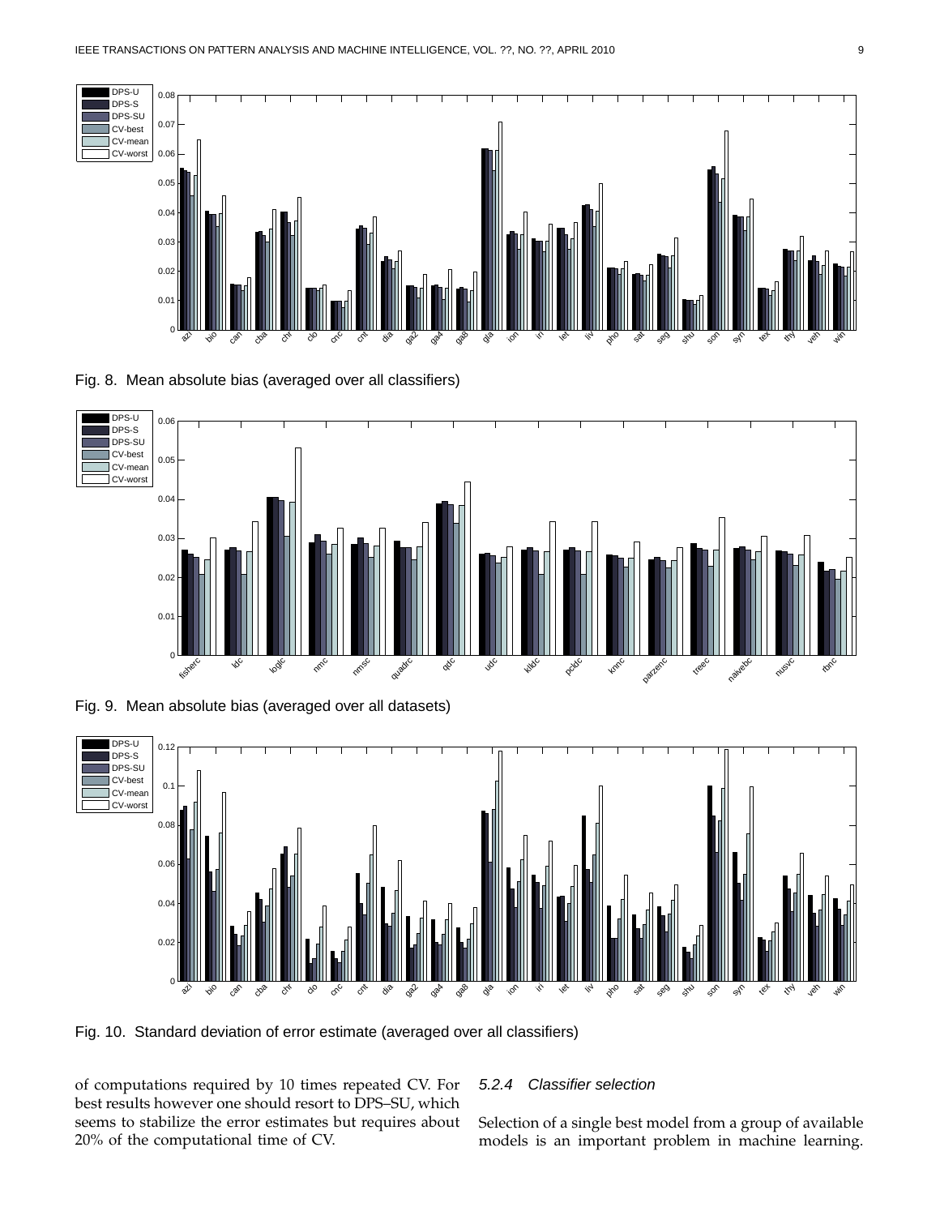Fig. 8. Mean absolute bias (averaged over all classifiers)

Fig. 9. Mean absolute bias (averaged over all datasets)

Fig. 10. Standard deviation of error estimate (averaged over all classifiers)

of computations required by 10 times repeated CV. For best results however one should resort to DPS–SU, which seems to stabilize the error estimates but requires about 20% of the computational time of CV.

#### 5.2.4 Classifier selection

Selection of a single best model from a group of available models is an important problem in machine learning.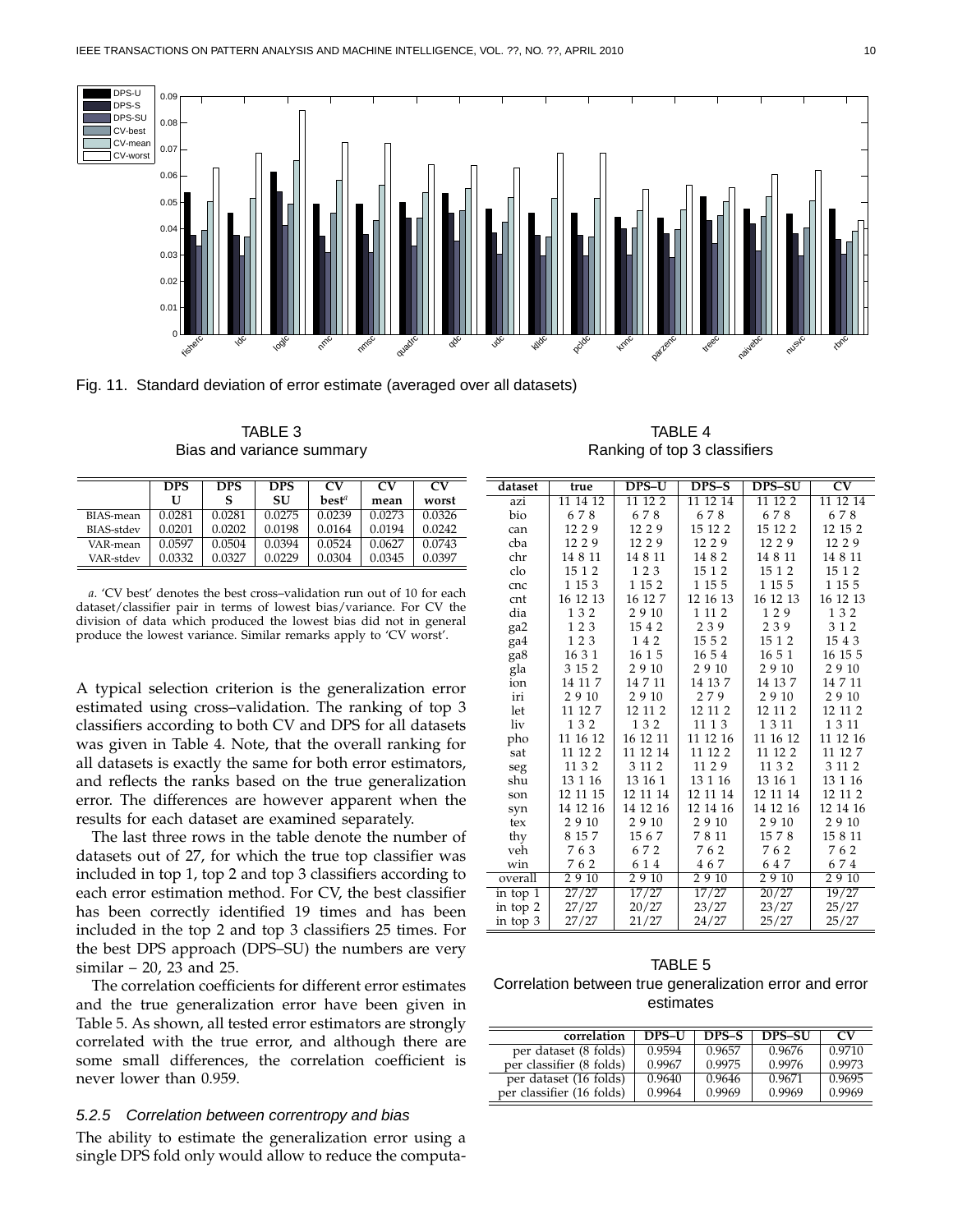Fig. 11. Standard deviation of error estimate (averaged over all datasets)

TABLE 3
Bias and variance summary

| | DPS U | DPS S | DPS SU | CV best[a] | CV mean | CV worst |
|---|---|---|---|---|---|---|
| BIAS-mean | 0.0281 | 0.0281 | 0.0275 | 0.0239 | 0.0273 | 0.0326 |
| BIAS-stdev | 0.0201 | 0.0202 | 0.0198 | 0.0164 | 0.0194 | 0.0242 |
| VAR-mean | 0.0597 | 0.0504 | 0.0394 | 0.0524 | 0.0627 | 0.0743 |
| VAR-stdev | 0.0332 | 0.0327 | 0.0229 | 0.0304 | 0.0345 | 0.0397 |

*a.* 'CV best' denotes the best cross–validation run out of 10 for each dataset/classifier pair in terms of lowest bias/variance. For CV the division of data which produced the lowest bias did not in general produce the lowest variance. Similar remarks apply to 'CV worst'.

A typical selection criterion is the generalization error estimated using cross–validation. The ranking of top 3 classifiers according to both CV and DPS for all datasets was given in Table 4. Note, that the overall ranking for all datasets is exactly the same for both error estimators, and reflects the ranks based on the true generalization error. The differences are however apparent when the results for each dataset are examined separately.

The last three rows in the table denote the number of datasets out of 27, for which the true top classifier was included in top 1, top 2 and top 3 classifiers according to each error estimation method. For CV, the best classifier has been correctly identified 19 times and has been included in the top 2 and top 3 classifiers 25 times. For the best DPS approach (DPS–SU) the numbers are very similar – 20, 23 and 25.

The correlation coefficients for different error estimates and the true generalization error have been given in Table 5. As shown, all tested error estimators are strongly correlated with the true error, and although there are some small differences, the correlation coefficient is never lower than 0.959.

TABLE 4
Ranking of top 3 classifiers

| dataset | true | DPS–U | DPS–S | DPS–SU | CV |
|---|---|---|---|---|---|
| azi | 11 14 12 | 11 12 2 | 11 12 14 | 11 12 2 | 11 12 14 |
| bio | 6 7 8 | 6 7 8 | 6 7 8 | 6 7 8 | 6 7 8 |
| can | 12 2 9 | 12 2 9 | 15 12 2 | 15 12 2 | 12 15 2 |
| cba | 12 2 9 | 12 2 9 | 12 2 9 | 12 2 9 | 12 2 9 |
| chr | 14 8 11 | 14 8 11 | 14 8 2 | 14 8 11 | 14 8 11 |
| clo | 15 1 2 | 1 2 3 | 15 1 2 | 15 1 2 | 15 1 2 |
| cnc | 1 15 3 | 1 15 2 | 1 15 5 | 1 15 5 | 1 15 5 |
| cnt | 16 12 13 | 16 12 7 | 12 16 13 | 16 12 13 | 16 12 13 |
| dia | 1 3 2 | 2 9 10 | 1 11 2 | 1 2 9 | 1 3 2 |
| ga2 | 1 2 3 | 15 4 2 | 2 3 9 | 2 3 9 | 3 1 2 |
| ga4 | 1 2 3 | 1 4 2 | 15 5 2 | 15 1 2 | 15 4 3 |
| ga8 | 16 3 1 | 16 1 5 | 16 5 4 | 16 5 1 | 16 15 5 |
| gla | 3 15 2 | 2 9 10 | 2 9 10 | 2 9 10 | 2 9 10 |
| ion | 14 11 7 | 14 7 11 | 14 13 7 | 14 13 7 | 14 7 11 |
| iri | 2 9 10 | 2 9 10 | 2 7 9 | 2 9 10 | 2 9 10 |
| let | 11 12 7 | 12 11 2 | 12 11 2 | 12 11 2 | 12 11 2 |
| liv | 1 3 2 | 1 3 2 | 11 1 3 | 1 3 11 | 1 3 11 |
| pho | 11 16 12 | 16 12 11 | 11 12 16 | 11 16 12 | 11 12 16 |
| sat | 11 12 2 | 11 12 14 | 11 12 2 | 11 12 2 | 11 12 7 |
| seg | 11 3 2 | 3 11 2 | 11 2 9 | 11 3 2 | 3 11 2 |
| shu | 13 1 16 | 13 16 1 | 13 1 16 | 13 16 1 | 13 1 16 |
| son | 12 11 15 | 12 11 14 | 12 11 14 | 12 11 14 | 12 11 2 |
| syn | 14 12 16 | 14 12 16 | 12 14 16 | 14 12 16 | 12 14 16 |
| tex | 2 9 10 | 2 9 10 | 2 9 10 | 2 9 10 | 2 9 10 |
| thy | 8 15 7 | 15 6 7 | 7 8 11 | 15 7 8 | 15 8 11 |
| veh | 7 6 3 | 6 7 2 | 7 6 2 | 7 6 2 | 7 6 2 |
| win | 7 6 2 | 6 1 4 | 4 6 7 | 6 4 7 | 6 7 4 |
| overall | 2 9 10 | 2 9 10 | 2 9 10 | 2 9 10 | 2 9 10 |
| in top 1 | 27/27 | 17/27 | 17/27 | 20/27 | 19/27 |
| in top 2 | 27/27 | 20/27 | 23/27 | 23/27 | 25/27 |
| in top 3 | 27/27 | 21/27 | 24/27 | 25/27 | 25/27 |

TABLE 5
Correlation between true generalization error and error estimates

| correlation | DPS–U | DPS–S | DPS–SU | CV |
|---|---|---|---|---|
| per dataset (8 folds) | 0.9594 | 0.9657 | 0.9676 | 0.9710 |
| per classifier (8 folds) | 0.9967 | 0.9975 | 0.9976 | 0.9973 |
| per dataset (16 folds) | 0.9640 | 0.9646 | 0.9671 | 0.9695 |
| per classifier (16 folds) | 0.9964 | 0.9969 | 0.9969 | 0.9969 |

#### 5.2.5 *Correlation between correntropy and bias*

The ability to estimate the generalization error using a single DPS fold only would allow to reduce the computa-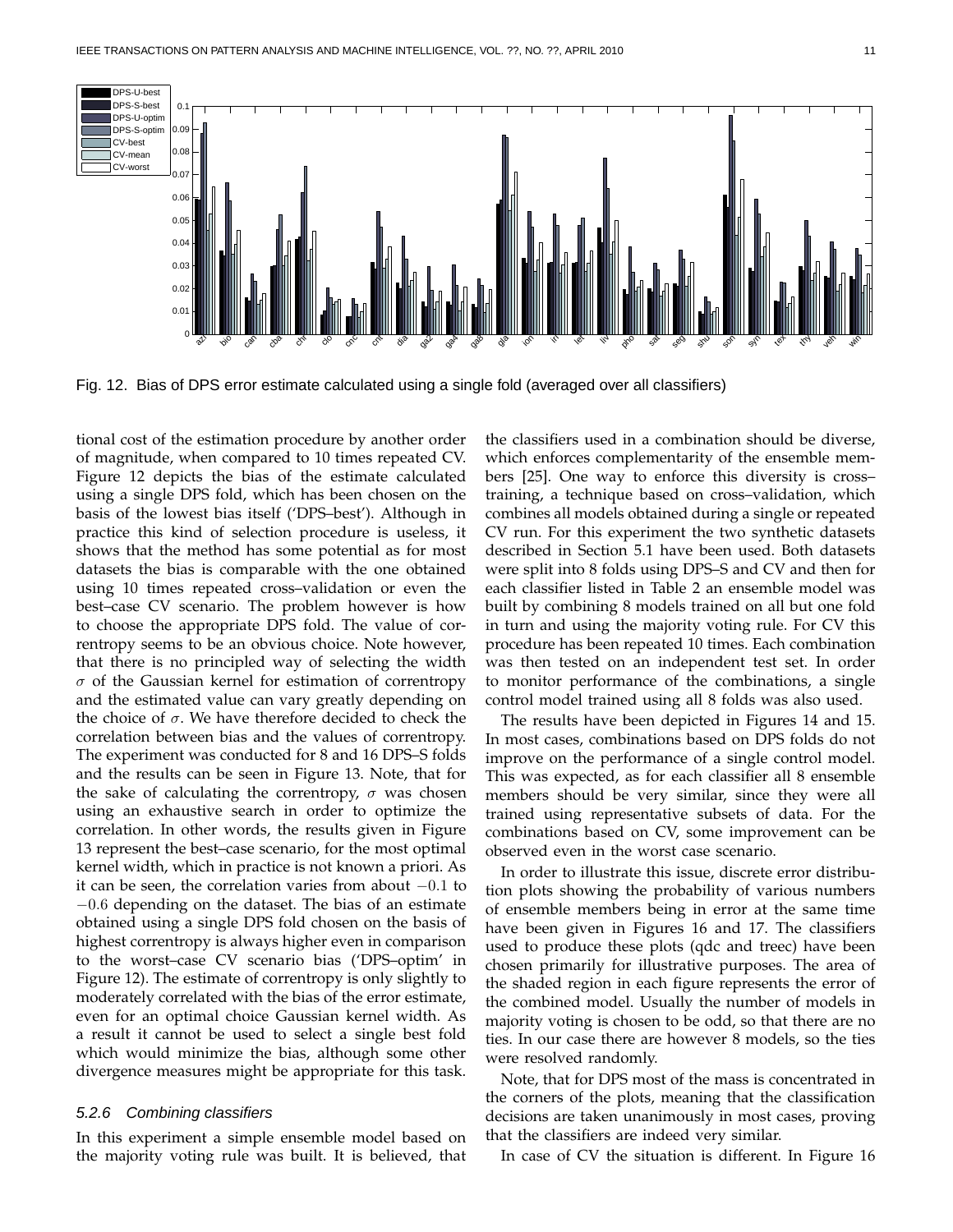Fig. 12. Bias of DPS error estimate calculated using a single fold (averaged over all classifiers)

tional cost of the estimation procedure by another order of magnitude, when compared to 10 times repeated CV. Figure 12 depicts the bias of the estimate calculated using a single DPS fold, which has been chosen on the basis of the lowest bias itself ('DPS–best'). Although in practice this kind of selection procedure is useless, it shows that the method has some potential as for most datasets the bias is comparable with the one obtained using 10 times repeated cross–validation or even the best–case CV scenario. The problem however is how to choose the appropriate DPS fold. The value of correntropy seems to be an obvious choice. Note however, that there is no principled way of selecting the width $\sigma$ of the Gaussian kernel for estimation of correntropy and the estimated value can vary greatly depending on the choice of $\sigma$. We have therefore decided to check the correlation between bias and the values of correntropy. The experiment was conducted for 8 and 16 DPS–S folds and the results can be seen in Figure 13. Note, that for the sake of calculating the correntropy, $\sigma$ was chosen using an exhaustive search in order to optimize the correlation. In other words, the results given in Figure 13 represent the best–case scenario, for the most optimal kernel width, which in practice is not known a priori. As it can be seen, the correlation varies from about $-0.1$ to $-0.6$ depending on the dataset. The bias of an estimate obtained using a single DPS fold chosen on the basis of highest correntropy is always higher even in comparison to the worst–case CV scenario bias ('DPS–optim' in Figure 12). The estimate of correntropy is only slightly to moderately correlated with the bias of the error estimate, even for an optimal choice Gaussian kernel width. As a result it cannot be used to select a single best fold which would minimize the bias, although some other divergence measures might be appropriate for this task.

### 5.2.6 Combining classifiers

In this experiment a simple ensemble model based on the majority voting rule was built. It is believed, that the classifiers used in a combination should be diverse, which enforces complementarity of the ensemble members [25]. One way to enforce this diversity is cross–training, a technique based on cross–validation, which combines all models obtained during a single or repeated CV run. For this experiment the two synthetic datasets described in Section 5.1 have been used. Both datasets were split into 8 folds using DPS–S and CV and then for each classifier listed in Table 2 an ensemble model was built by combining 8 models trained on all but one fold in turn and using the majority voting rule. For CV this procedure has been repeated 10 times. Each combination was then tested on an independent test set. In order to monitor performance of the combinations, a single control model trained using all 8 folds was also used.

The results have been depicted in Figures 14 and 15. In most cases, combinations based on DPS folds do not improve on the performance of a single control model. This was expected, as for each classifier all 8 ensemble members should be very similar, since they were all trained using representative subsets of data. For the combinations based on CV, some improvement can be observed even in the worst case scenario.

In order to illustrate this issue, discrete error distribution plots showing the probability of various numbers of ensemble members being in error at the same time have been given in Figures 16 and 17. The classifiers used to produce these plots (qdc and treec) have been chosen primarily for illustrative purposes. The area of the shaded region in each figure represents the error of the combined model. Usually the number of models in majority voting is chosen to be odd, so that there are no ties. In our case there are however 8 models, so the ties were resolved randomly.

Note, that for DPS most of the mass is concentrated in the corners of the plots, meaning that the classification decisions are taken unanimously in most cases, proving that the classifiers are indeed very similar.

In case of CV the situation is different. In Figure 16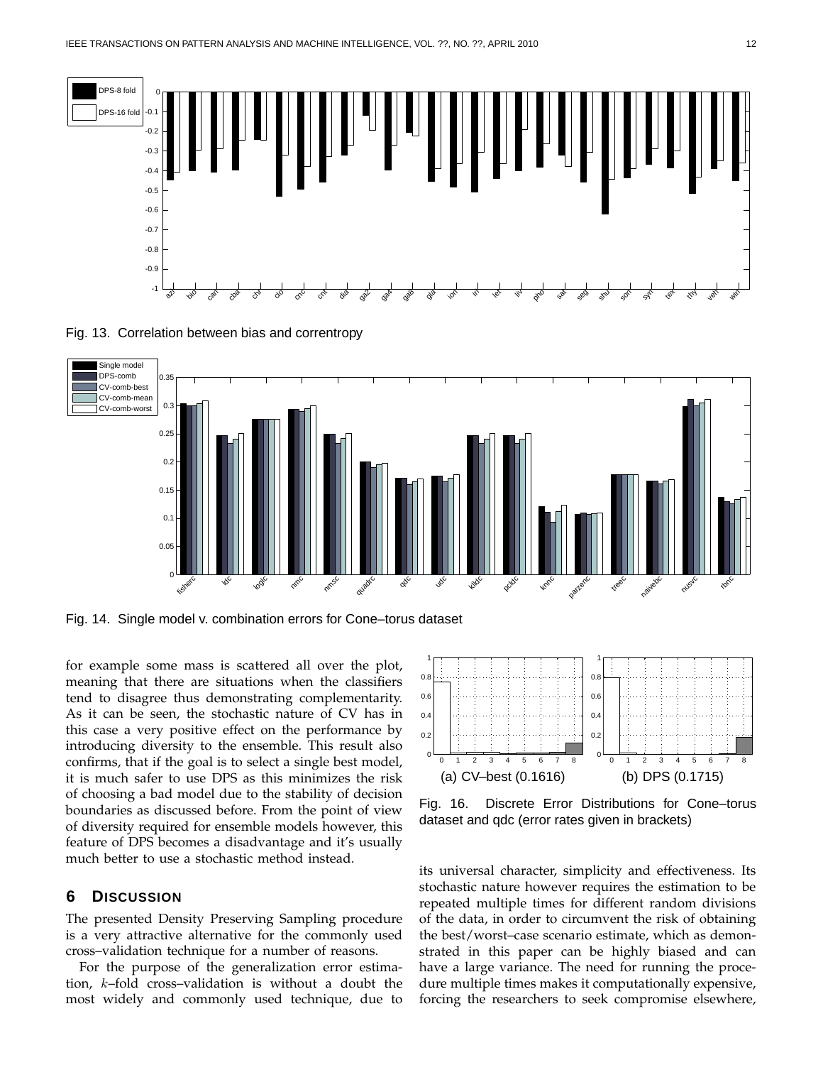Fig. 13. Correlation between bias and correntropy

Fig. 14. Single model v. combination errors for Cone–torus dataset

for example some mass is scattered all over the plot, meaning that there are situations when the classifiers tend to disagree thus demonstrating complementarity. As it can be seen, the stochastic nature of CV has in this case a very positive effect on the performance by introducing diversity to the ensemble. This result also confirms, that if the goal is to select a single best model, it is much safer to use DPS as this minimizes the risk of choosing a bad model due to the stability of decision boundaries as discussed before. From the point of view of diversity required for ensemble models however, this feature of DPS becomes a disadvantage and it's usually much better to use a stochastic method instead.

Fig. 16. Discrete Error Distributions for Cone–torus dataset and qdc (error rates given in brackets)

## 6 Discussion

The presented Density Preserving Sampling procedure is a very attractive alternative for the commonly used cross–validation technique for a number of reasons.

For the purpose of the generalization error estimation, $k$–fold cross–validation is without a doubt the most widely and commonly used technique, due to its universal character, simplicity and effectiveness. Its stochastic nature however requires the estimation to be repeated multiple times for different random divisions of the data, in order to circumvent the risk of obtaining the best/worst–case scenario estimate, which as demonstrated in this paper can be highly biased and can have a large variance. The need for running the procedure multiple times makes it computationally expensive, forcing the researchers to seek compromise elsewhere,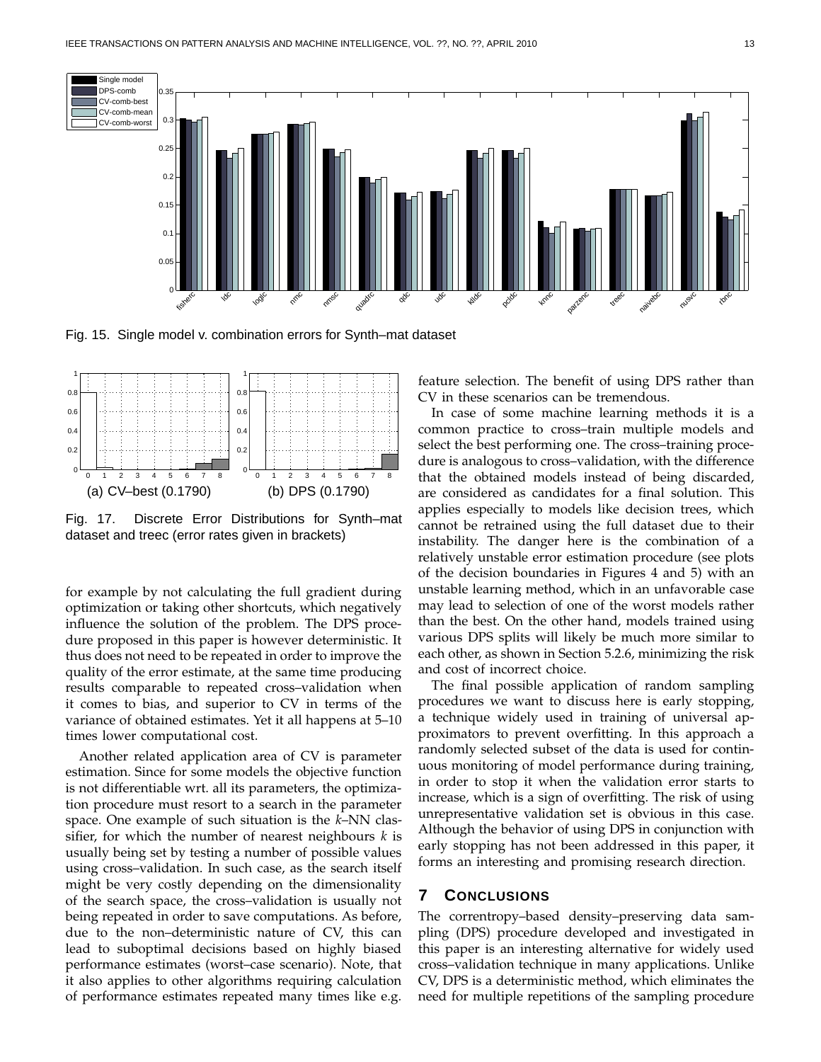Fig. 15. Single model v. combination errors for Synth–mat dataset

Fig. 17. Discrete Error Distributions for Synth–mat dataset and treec (error rates given in brackets)

(a) CV–best (0.1790)

(b) DPS (0.1790)

for example by not calculating the full gradient during optimization or taking other shortcuts, which negatively influence the solution of the problem. The DPS procedure proposed in this paper is however deterministic. It thus does not need to be repeated in order to improve the quality of the error estimate, at the same time producing results comparable to repeated cross–validation when it comes to bias, and superior to CV in terms of the variance of obtained estimates. Yet it all happens at 5–10 times lower computational cost.

Another related application area of CV is parameter estimation. Since for some models the objective function is not differentiable wrt. all its parameters, the optimization procedure must resort to a search in the parameter space. One example of such situation is the $k$–NN classifier, for which the number of nearest neighbours $k$ is usually being set by testing a number of possible values using cross–validation. In such case, as the search itself might be very costly depending on the dimensionality of the search space, the cross–validation is usually not being repeated in order to save computations. As before, due to the non–deterministic nature of CV, this can lead to suboptimal decisions based on highly biased performance estimates (worst–case scenario). Note, that it also applies to other algorithms requiring calculation of performance estimates repeated many times like e.g. feature selection. The benefit of using DPS rather than CV in these scenarios can be tremendous.

In case of some machine learning methods it is a common practice to cross–train multiple models and select the best performing one. The cross–training procedure is analogous to cross–validation, with the difference that the obtained models instead of being discarded, are considered as candidates for a final solution. This applies especially to models like decision trees, which cannot be retrained using the full dataset due to their instability. The danger here is the combination of a relatively unstable error estimation procedure (see plots of the decision boundaries in Figures 4 and 5) with an unstable learning method, which in an unfavorable case may lead to selection of one of the worst models rather than the best. On the other hand, models trained using various DPS splits will likely be much more similar to each other, as shown in Section 5.2.6, minimizing the risk and cost of incorrect choice.

The final possible application of random sampling procedures we want to discuss here is early stopping, a technique widely used in training of universal approximators to prevent overfitting. In this approach a randomly selected subset of the data is used for continuous monitoring of model performance during training, in order to stop it when the validation error starts to increase, which is a sign of overfitting. The risk of using unrepresentative validation set is obvious in this case. Although the behavior of using DPS in conjunction with early stopping has not been addressed in this paper, it forms an interesting and promising research direction.

## 7 Conclusions

The correntropy–based density–preserving data sampling (DPS) procedure developed and investigated in this paper is an interesting alternative for widely used cross–validation technique in many applications. Unlike CV, DPS is a deterministic method, which eliminates the need for multiple repetitions of the sampling procedure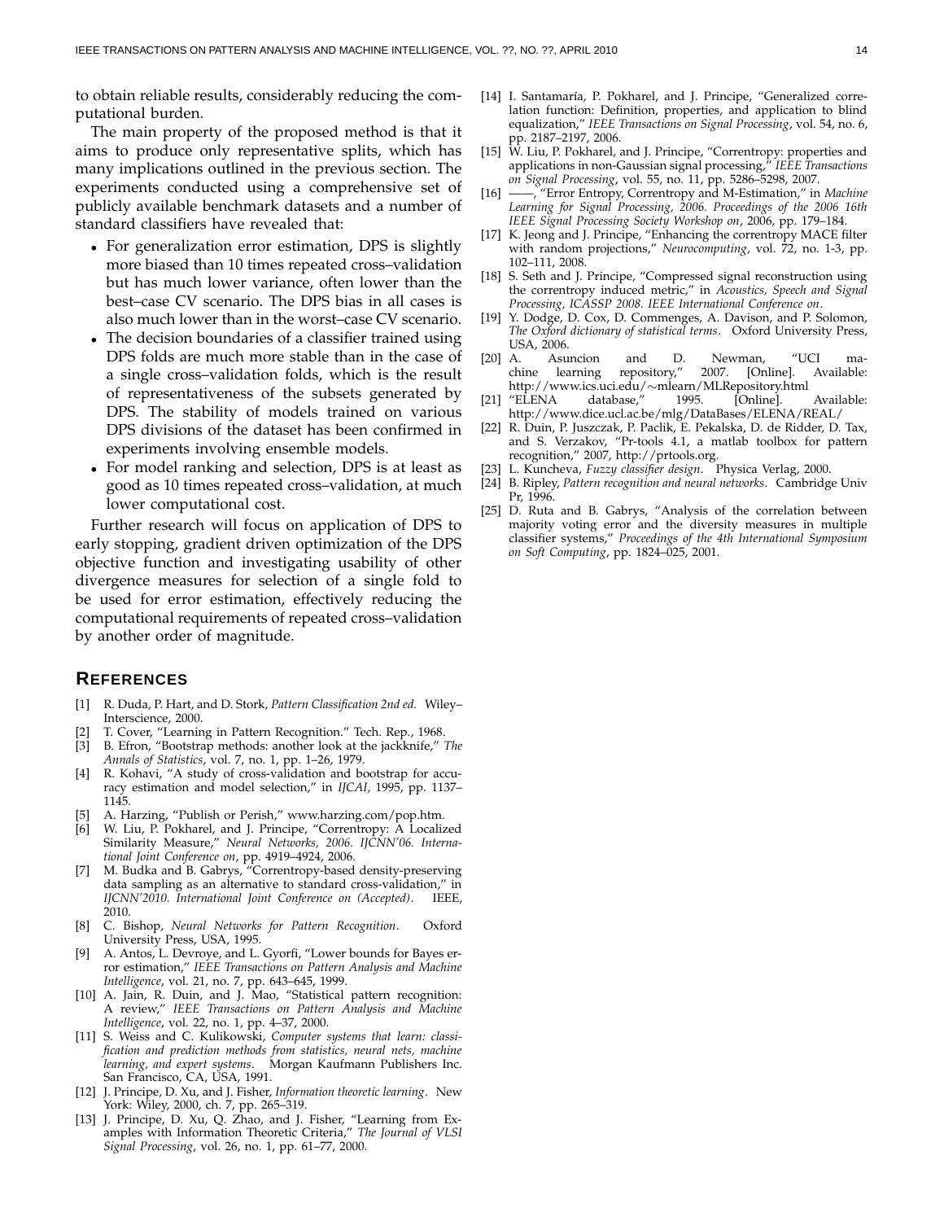to obtain reliable results, considerably reducing the computational burden.

The main property of the proposed method is that it aims to produce only representative splits, which has many implications outlined in the previous section. The experiments conducted using a comprehensive set of publicly available benchmark datasets and a number of standard classifiers have revealed that:

- For generalization error estimation, DPS is slightly more biased than 10 times repeated cross–validation but has much lower variance, often lower than the best–case CV scenario. The DPS bias in all cases is also much lower than in the worst–case CV scenario.
- The decision boundaries of a classifier trained using DPS folds are much more stable than in the case of a single cross–validation folds, which is the result of representativeness of the subsets generated by DPS. The stability of models trained on various DPS divisions of the dataset has been confirmed in experiments involving ensemble models.
- For model ranking and selection, DPS is at least as good as 10 times repeated cross–validation, at much lower computational cost.

Further research will focus on application of DPS to early stopping, gradient driven optimization of the DPS objective function and investigating usability of other divergence measures for selection of a single fold to be used for error estimation, effectively reducing the computational requirements of repeated cross–validation by another order of magnitude.

## References

[1] R. Duda, P. Hart, and D. Stork, *Pattern Classification 2nd ed.* Wiley–Interscience, 2000.

[2] T. Cover, "Learning in Pattern Recognition." Tech. Rep., 1968.

[3] B. Efron, "Bootstrap methods: another look at the jackknife," *The Annals of Statistics*, vol. 7, no. 1, pp. 1–26, 1979.

[4] R. Kohavi, "A study of cross-validation and bootstrap for accuracy estimation and model selection," in *IJCAI*, 1995, pp. 1137–1145.

[5] A. Harzing, "Publish or Perish," www.harzing.com/pop.htm.

[6] W. Liu, P. Pokharel, and J. Principe, "Correntropy: A Localized Similarity Measure," *Neural Networks, 2006. IJCNN'06. International Joint Conference on*, pp. 4919–4924, 2006.

[7] M. Budka and B. Gabrys, "Correntropy-based density-preserving data sampling as an alternative to standard cross-validation," in *IJCNN'2010. International Joint Conference on (Accepted)*. IEEE, 2010.

[8] C. Bishop, *Neural Networks for Pattern Recognition*. Oxford University Press, USA, 1995.

[9] A. Antos, L. Devroye, and L. Gyorfi, "Lower bounds for Bayes error estimation," *IEEE Transactions on Pattern Analysis and Machine Intelligence*, vol. 21, no. 7, pp. 643–645, 1999.

[10] A. Jain, R. Duin, and J. Mao, "Statistical pattern recognition: A review," *IEEE Transactions on Pattern Analysis and Machine Intelligence*, vol. 22, no. 1, pp. 4–37, 2000.

[11] S. Weiss and C. Kulikowski, *Computer systems that learn: classification and prediction methods from statistics, neural nets, machine learning, and expert systems*. Morgan Kaufmann Publishers Inc. San Francisco, CA, USA, 1991.

[12] J. Principe, D. Xu, and J. Fisher, *Information theoretic learning*. New York: Wiley, 2000, ch. 7, pp. 265–319.

[13] J. Principe, D. Xu, Q. Zhao, and J. Fisher, "Learning from Examples with Information Theoretic Criteria," *The Journal of VLSI Signal Processing*, vol. 26, no. 1, pp. 61–77, 2000.

[14] I. Santamaría, P. Pokharel, and J. Principe, "Generalized correlation function: Definition, properties, and application to blind equalization," *IEEE Transactions on Signal Processing*, vol. 54, no. 6, pp. 2187–2197, 2006.

[15] W. Liu, P. Pokharel, and J. Principe, "Correntropy: properties and applications in non-Gaussian signal processing," *IEEE Transactions on Signal Processing*, vol. 55, no. 11, pp. 5286–5298, 2007.

[16] ——, "Error Entropy, Correntropy and M-Estimation," in *Machine Learning for Signal Processing, 2006. Proceedings of the 2006 16th IEEE Signal Processing Society Workshop on*, 2006, pp. 179–184.

[17] K. Jeong and J. Principe, "Enhancing the correntropy MACE filter with random projections," *Neurocomputing*, vol. 72, no. 1-3, pp. 102–111, 2008.

[18] S. Seth and J. Principe, "Compressed signal reconstruction using the correntropy induced metric," in *Acoustics, Speech and Signal Processing, ICASSP 2008. IEEE International Conference on*.

[19] Y. Dodge, D. Cox, D. Commenges, A. Davison, and P. Solomon, *The Oxford dictionary of statistical terms*. Oxford University Press, USA, 2006.

[20] A. Asuncion and D. Newman, "UCI machine learning repository," 2007. [Online]. Available: http://www.ics.uci.edu/∼mlearn/MLRepository.html

[21] "ELENA database," 1995. [Online]. Available: http://www.dice.ucl.ac.be/mlg/DataBases/ELENA/REAL/

[22] R. Duin, P. Juszczak, P. Paclik, E. Pekalska, D. de Ridder, D. Tax, and S. Verzakov, "Pr-tools 4.1, a matlab toolbox for pattern recognition," 2007, http://prtools.org.

[23] L. Kuncheva, *Fuzzy classifier design*. Physica Verlag, 2000.

[24] B. Ripley, *Pattern recognition and neural networks*. Cambridge Univ Pr, 1996.

[25] D. Ruta and B. Gabrys, "Analysis of the correlation between majority voting error and the diversity measures in multiple classifier systems," *Proceedings of the 4th International Symposium on Soft Computing*, pp. 1824–025, 2001.